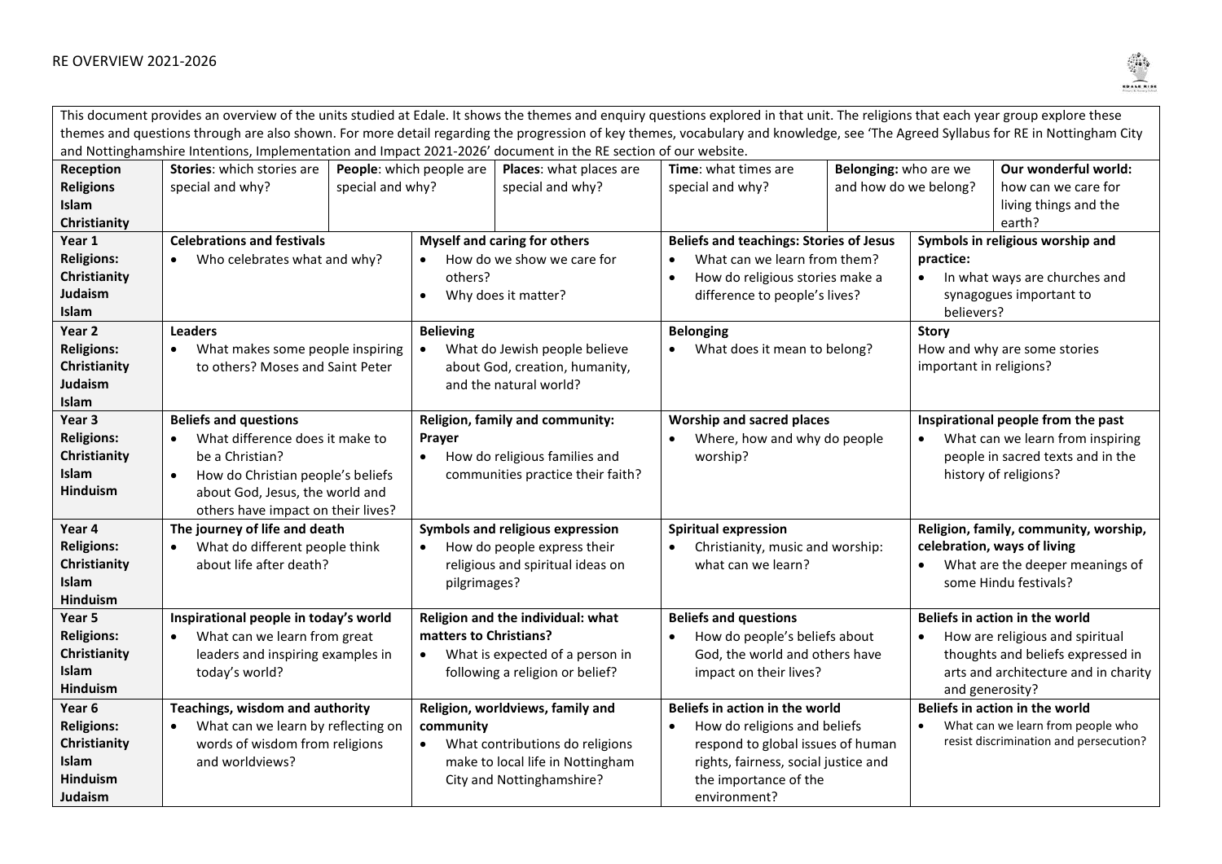# RE OVERVIEW 2021-2026

This document provides an overview of the units studied at Edale. It shows the themes and enquiry questions explored in that unit. The religions that each year group explore these themes and questions through are also shown. For more detail regarding the progression of key themes, vocabulary and knowledge, see 'The Agreed Syllabus for RE in Nottingham City and Nottinghamshire Intentions, Implementation and Impact 2021-2026' document in the RE section of our website.

| Reception<br>Religions<br>Islam<br>Christianity | **Stories**: which stories are special and why? | **People**: which people are special and why? | **Places**: what places are special and why? | **Time**: what times are special and why? | **Belonging:** who are we and how do we belong? | **Our wonderful world:** how can we care for living things and the earth? |
|---|---|---|---|---|---|---|

| Year / Religions | Unit 1 | Unit 2 | Unit 3 | Unit 4 |
|---|---|---|---|---|
| **Year 1**<br>**Religions:**<br>**Christianity**<br>**Judaism**<br>**Islam** | **Celebrations and festivals**<br>• Who celebrates what and why? | **Myself and caring for others**<br>• How do we show we care for others?<br>• Why does it matter? | **Beliefs and teachings: Stories of Jesus**<br>• What can we learn from them?<br>• How do religious stories make a difference to people's lives? | **Symbols in religious worship and practice:**<br>• In what ways are churches and synagogues important to believers? |
| **Year 2**<br>**Religions:**<br>**Christianity**<br>**Judaism**<br>**Islam** | **Leaders**<br>• What makes some people inspiring to others? Moses and Saint Peter | **Believing**<br>• What do Jewish people believe about God, creation, humanity, and the natural world? | **Belonging**<br>• What does it mean to belong? | **Story**<br>How and why are some stories important in religions? |
| **Year 3**<br>**Religions:**<br>**Christianity**<br>**Islam**<br>**Hinduism** | **Beliefs and questions**<br>• What difference does it make to be a Christian?<br>• How do Christian people's beliefs about God, Jesus, the world and others have impact on their lives? | **Religion, family and community: Prayer**<br>• How do religious families and communities practice their faith? | **Worship and sacred places**<br>• Where, how and why do people worship? | **Inspirational people from the past**<br>• What can we learn from inspiring people in sacred texts and in the history of religions? |
| **Year 4**<br>**Religions:**<br>**Christianity**<br>**Islam**<br>**Hinduism** | **The journey of life and death**<br>• What do different people think about life after death? | **Symbols and religious expression**<br>• How do people express their religious and spiritual ideas on pilgrimages? | **Spiritual expression**<br>• Christianity, music and worship: what can we learn? | **Religion, family, community, worship, celebration, ways of living**<br>• What are the deeper meanings of some Hindu festivals? |
| **Year 5**<br>**Religions:**<br>**Christianity**<br>**Islam**<br>**Hinduism** | **Inspirational people in today's world**<br>• What can we learn from great leaders and inspiring examples in today's world? | **Religion and the individual: what matters to Christians?**<br>• What is expected of a person in following a religion or belief? | **Beliefs and questions**<br>• How do people's beliefs about God, the world and others have impact on their lives? | **Beliefs in action in the world**<br>• How are religious and spiritual thoughts and beliefs expressed in arts and architecture and in charity and generosity? |
| **Year 6**<br>**Religions:**<br>**Christianity**<br>**Islam**<br>**Hinduism**<br>**Judaism** | **Teachings, wisdom and authority**<br>• What can we learn by reflecting on words of wisdom from religions and worldviews? | **Religion, worldviews, family and community**<br>• What contributions do religions make to local life in Nottingham City and Nottinghamshire? | **Beliefs in action in the world**<br>• How do religions and beliefs respond to global issues of human rights, fairness, social justice and the importance of the environment? | **Beliefs in action in the world**<br>• What can we learn from people who resist discrimination and persecution? |